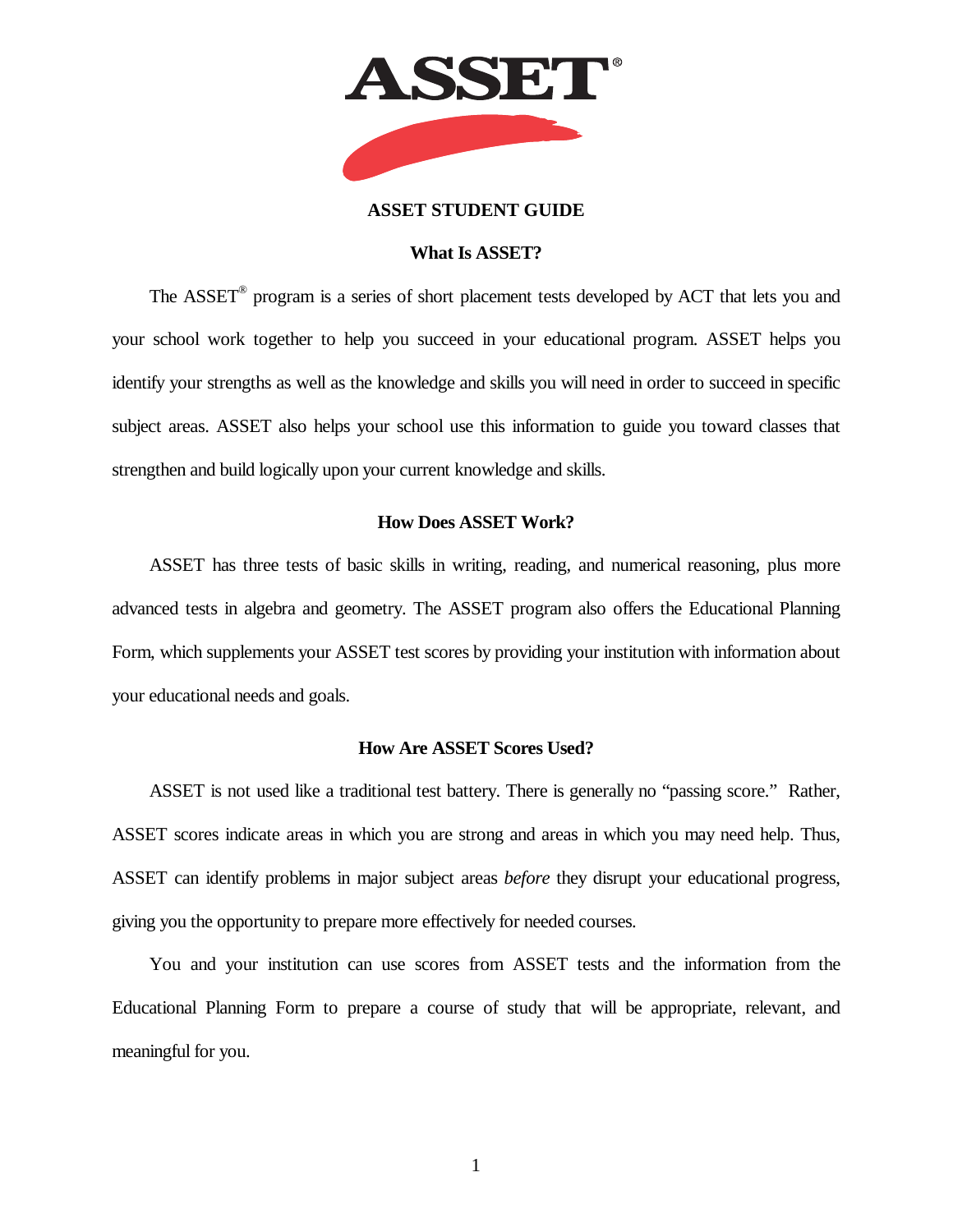# ASSET STUDENT GUIDE

## What Is ASSET?

The ASSET® program is a series of short placement tests developed by ACT that lets you and your school work together to help you succeed in your educational program. ASSET helps you identify your strengths as well as the knowledge and skills you will need in order to succeed in specific subject areas. ASSET also helps your school use this information to guide you toward classes that strengthen and build logically upon your current knowledge and skills.

## How Does ASSET Work?

ASSET has three tests of basic skills in writing, reading, and numerical reasoning, plus more advanced tests in algebra and geometry. The ASSET program also offers the Educational Planning Form, which supplements your ASSET test scores by providing your institution with information about your educational needs and goals.

## How Are ASSET Scores Used?

ASSET is not used like a traditional test battery. There is generally no "passing score." Rather, ASSET scores indicate areas in which you are strong and areas in which you may need help. Thus, ASSET can identify problems in major subject areas *before* they disrupt your educational progress, giving you the opportunity to prepare more effectively for needed courses.

You and your institution can use scores from ASSET tests and the information from the Educational Planning Form to prepare a course of study that will be appropriate, relevant, and meaningful for you.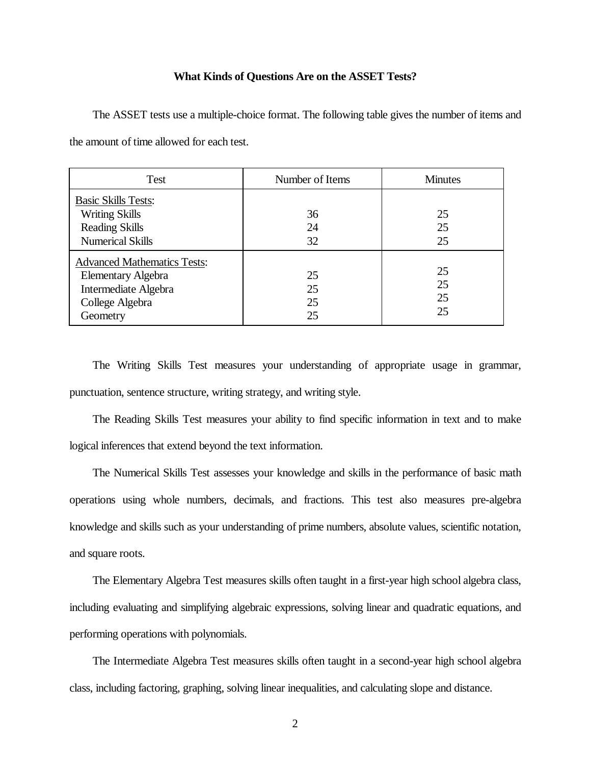### What Kinds of Questions Are on the ASSET Tests?

The ASSET tests use a multiple-choice format. The following table gives the number of items and the amount of time allowed for each test.

| Test | Number of Items | Minutes |
| --- | --- | --- |
| Basic Skills Tests: | | |
| Writing Skills | 36 | 25 |
| Reading Skills | 24 | 25 |
| Numerical Skills | 32 | 25 |
| Advanced Mathematics Tests: | | |
| Elementary Algebra | 25 | 25 |
| Intermediate Algebra | 25 | 25 |
| College Algebra | 25 | 25 |
| Geometry | 25 | 25 |

The Writing Skills Test measures your understanding of appropriate usage in grammar, punctuation, sentence structure, writing strategy, and writing style.

The Reading Skills Test measures your ability to find specific information in text and to make logical inferences that extend beyond the text information.

The Numerical Skills Test assesses your knowledge and skills in the performance of basic math operations using whole numbers, decimals, and fractions. This test also measures pre-algebra knowledge and skills such as your understanding of prime numbers, absolute values, scientific notation, and square roots.

The Elementary Algebra Test measures skills often taught in a first-year high school algebra class, including evaluating and simplifying algebraic expressions, solving linear and quadratic equations, and performing operations with polynomials.

The Intermediate Algebra Test measures skills often taught in a second-year high school algebra class, including factoring, graphing, solving linear inequalities, and calculating slope and distance.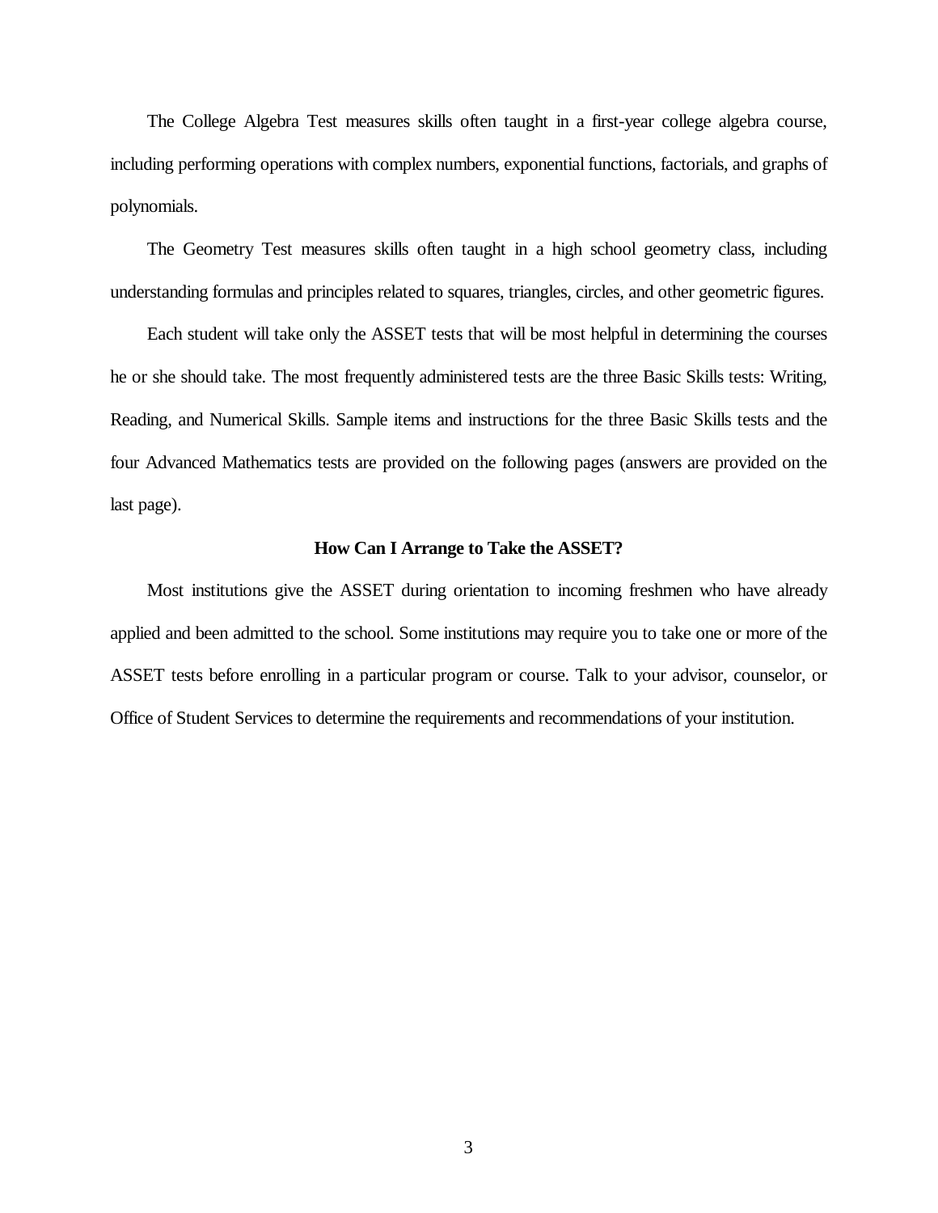The College Algebra Test measures skills often taught in a first-year college algebra course, including performing operations with complex numbers, exponential functions, factorials, and graphs of polynomials.

The Geometry Test measures skills often taught in a high school geometry class, including understanding formulas and principles related to squares, triangles, circles, and other geometric figures.

Each student will take only the ASSET tests that will be most helpful in determining the courses he or she should take. The most frequently administered tests are the three Basic Skills tests: Writing, Reading, and Numerical Skills. Sample items and instructions for the three Basic Skills tests and the four Advanced Mathematics tests are provided on the following pages (answers are provided on the last page).

**How Can I Arrange to Take the ASSET?**

Most institutions give the ASSET during orientation to incoming freshmen who have already applied and been admitted to the school. Some institutions may require you to take one or more of the ASSET tests before enrolling in a particular program or course. Talk to your advisor, counselor, or Office of Student Services to determine the requirements and recommendations of your institution.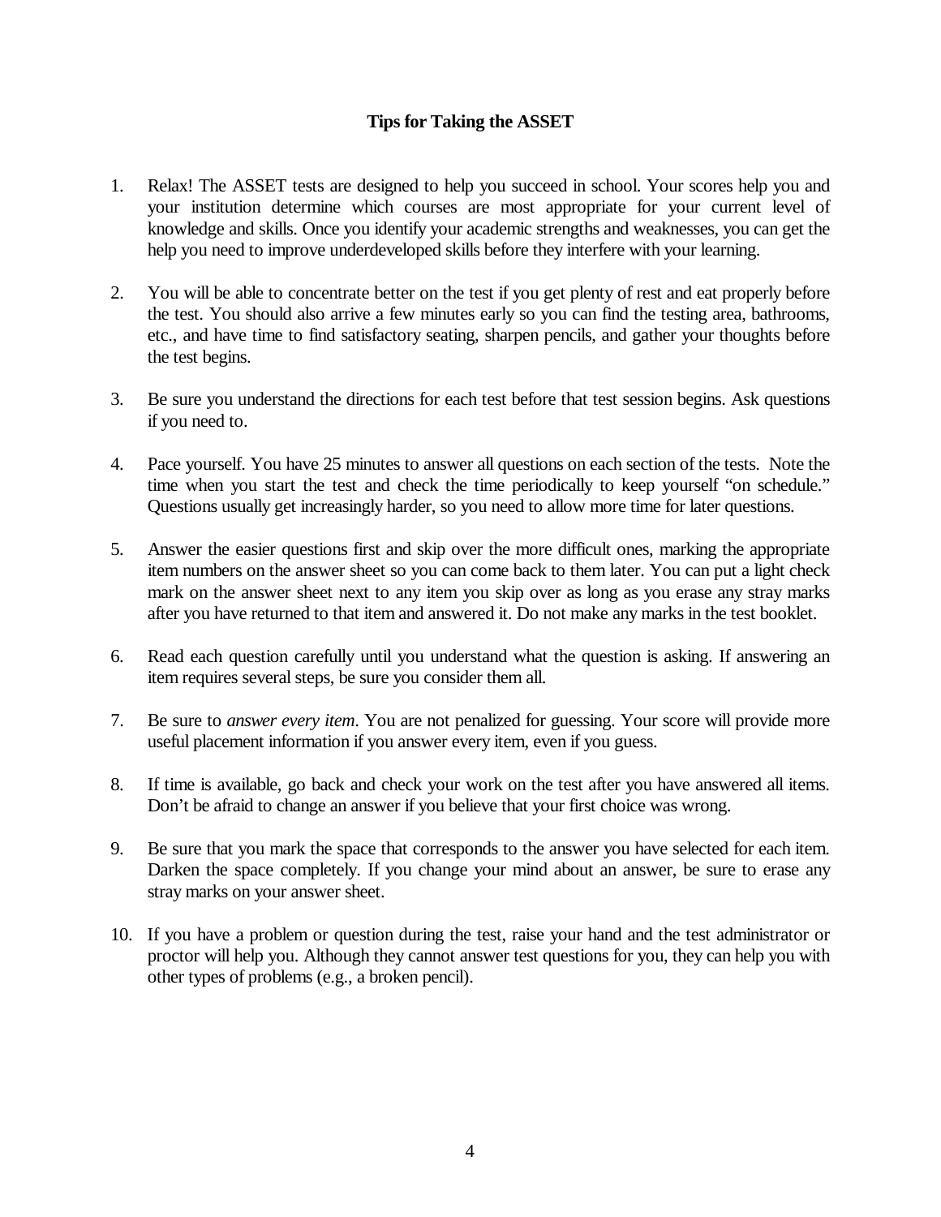## Tips for Taking the ASSET

1. Relax! The ASSET tests are designed to help you succeed in school. Your scores help you and your institution determine which courses are most appropriate for your current level of knowledge and skills. Once you identify your academic strengths and weaknesses, you can get the help you need to improve underdeveloped skills before they interfere with your learning.

2. You will be able to concentrate better on the test if you get plenty of rest and eat properly before the test. You should also arrive a few minutes early so you can find the testing area, bathrooms, etc., and have time to find satisfactory seating, sharpen pencils, and gather your thoughts before the test begins.

3. Be sure you understand the directions for each test before that test session begins. Ask questions if you need to.

4. Pace yourself. You have 25 minutes to answer all questions on each section of the tests. Note the time when you start the test and check the time periodically to keep yourself "on schedule." Questions usually get increasingly harder, so you need to allow more time for later questions.

5. Answer the easier questions first and skip over the more difficult ones, marking the appropriate item numbers on the answer sheet so you can come back to them later. You can put a light check mark on the answer sheet next to any item you skip over as long as you erase any stray marks after you have returned to that item and answered it. Do not make any marks in the test booklet.

6. Read each question carefully until you understand what the question is asking. If answering an item requires several steps, be sure you consider them all.

7. Be sure to *answer every item*. You are not penalized for guessing. Your score will provide more useful placement information if you answer every item, even if you guess.

8. If time is available, go back and check your work on the test after you have answered all items. Don't be afraid to change an answer if you believe that your first choice was wrong.

9. Be sure that you mark the space that corresponds to the answer you have selected for each item. Darken the space completely. If you change your mind about an answer, be sure to erase any stray marks on your answer sheet.

10. If you have a problem or question during the test, raise your hand and the test administrator or proctor will help you. Although they cannot answer test questions for you, they can help you with other types of problems (e.g., a broken pencil).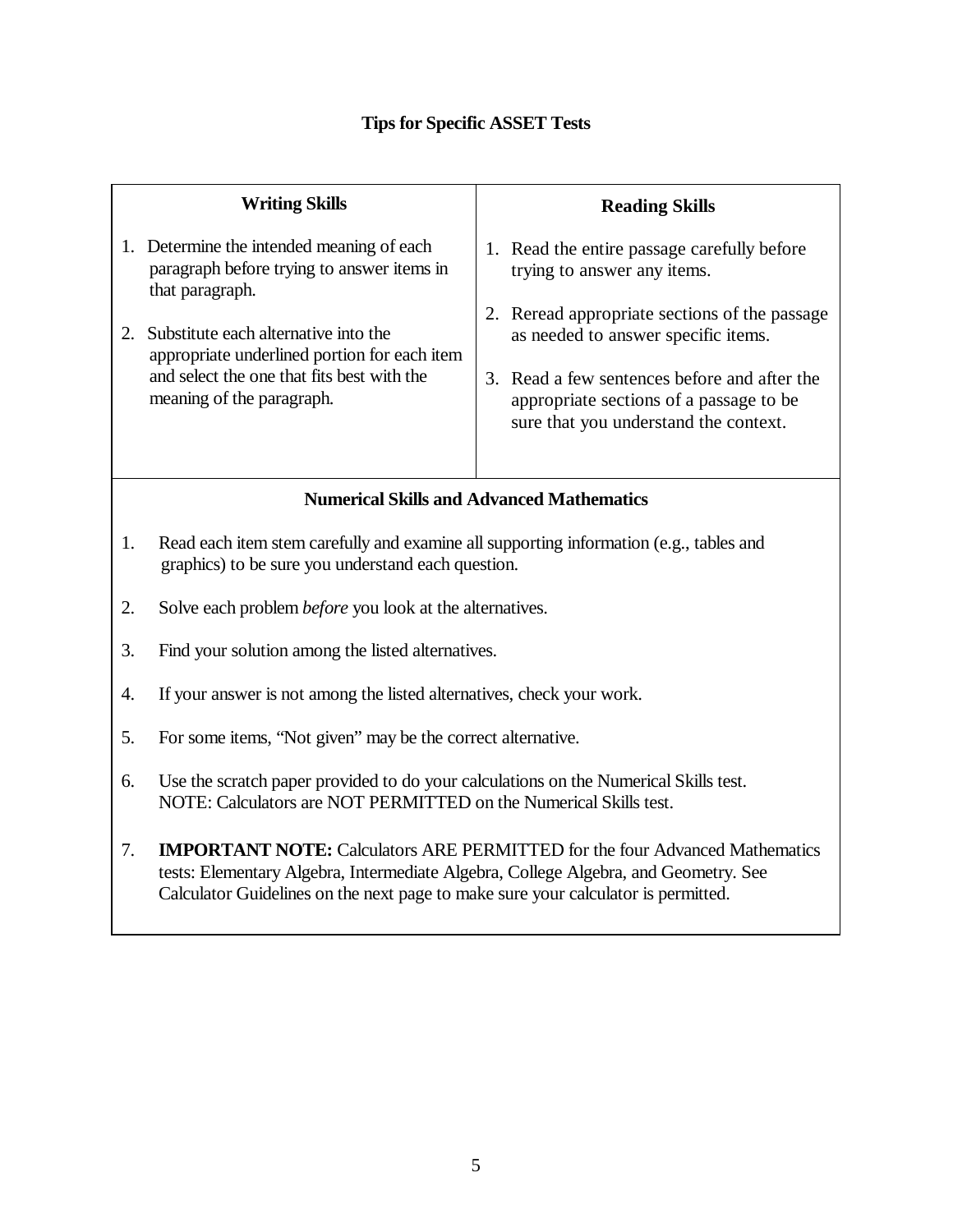## Tips for Specific ASSET Tests

### Writing Skills

1. Determine the intended meaning of each paragraph before trying to answer items in that paragraph.

2. Substitute each alternative into the appropriate underlined portion for each item and select the one that fits best with the meaning of the paragraph.

### Reading Skills

1. Read the entire passage carefully before trying to answer any items.

2. Reread appropriate sections of the passage as needed to answer specific items.

3. Read a few sentences before and after the appropriate sections of a passage to be sure that you understand the context.

### Numerical Skills and Advanced Mathematics

1. Read each item stem carefully and examine all supporting information (e.g., tables and graphics) to be sure you understand each question.

2. Solve each problem *before* you look at the alternatives.

3. Find your solution among the listed alternatives.

4. If your answer is not among the listed alternatives, check your work.

5. For some items, "Not given" may be the correct alternative.

6. Use the scratch paper provided to do your calculations on the Numerical Skills test. NOTE: Calculators are NOT PERMITTED on the Numerical Skills test.

7. **IMPORTANT NOTE:** Calculators ARE PERMITTED for the four Advanced Mathematics tests: Elementary Algebra, Intermediate Algebra, College Algebra, and Geometry. See Calculator Guidelines on the next page to make sure your calculator is permitted.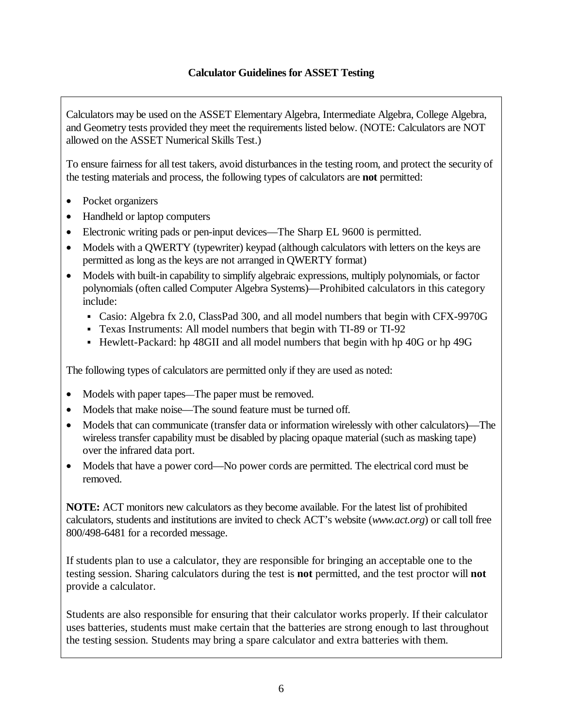## Calculator Guidelines for ASSET Testing

Calculators may be used on the ASSET Elementary Algebra, Intermediate Algebra, College Algebra, and Geometry tests provided they meet the requirements listed below. (NOTE: Calculators are NOT allowed on the ASSET Numerical Skills Test.)

To ensure fairness for all test takers, avoid disturbances in the testing room, and protect the security of the testing materials and process, the following types of calculators are **not** permitted:

- Pocket organizers
- Handheld or laptop computers
- Electronic writing pads or pen-input devices—The Sharp EL 9600 is permitted.
- Models with a QWERTY (typewriter) keypad (although calculators with letters on the keys are permitted as long as the keys are not arranged in QWERTY format)
- Models with built-in capability to simplify algebraic expressions, multiply polynomials, or factor polynomials (often called Computer Algebra Systems)—Prohibited calculators in this category include:
  - Casio: Algebra fx 2.0, ClassPad 300, and all model numbers that begin with CFX-9970G
  - Texas Instruments: All model numbers that begin with TI-89 or TI-92
  - Hewlett-Packard: hp 48GII and all model numbers that begin with hp 40G or hp 49G

The following types of calculators are permitted only if they are used as noted:

- Models with paper tapes—The paper must be removed.
- Models that make noise—The sound feature must be turned off.
- Models that can communicate (transfer data or information wirelessly with other calculators)—The wireless transfer capability must be disabled by placing opaque material (such as masking tape) over the infrared data port.
- Models that have a power cord—No power cords are permitted. The electrical cord must be removed.

**NOTE:** ACT monitors new calculators as they become available. For the latest list of prohibited calculators, students and institutions are invited to check ACT's website (*www.act.org*) or call toll free 800/498-6481 for a recorded message.

If students plan to use a calculator, they are responsible for bringing an acceptable one to the testing session. Sharing calculators during the test is **not** permitted, and the test proctor will **not** provide a calculator.

Students are also responsible for ensuring that their calculator works properly. If their calculator uses batteries, students must make certain that the batteries are strong enough to last throughout the testing session. Students may bring a spare calculator and extra batteries with them.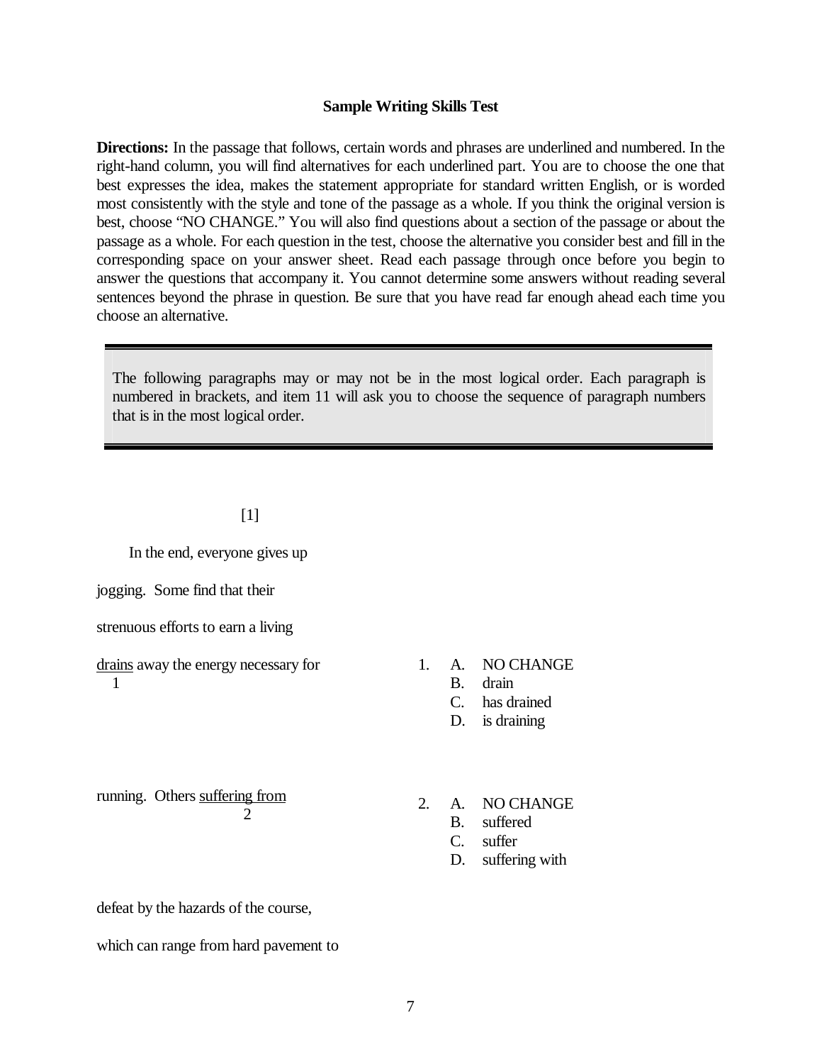**Sample Writing Skills Test**

**Directions:** In the passage that follows, certain words and phrases are underlined and numbered. In the right-hand column, you will find alternatives for each underlined part. You are to choose the one that best expresses the idea, makes the statement appropriate for standard written English, or is worded most consistently with the style and tone of the passage as a whole. If you think the original version is best, choose "NO CHANGE." You will also find questions about a section of the passage or about the passage as a whole. For each question in the test, choose the alternative you consider best and fill in the corresponding space on your answer sheet. Read each passage through once before you begin to answer the questions that accompany it. You cannot determine some answers without reading several sentences beyond the phrase in question. Be sure that you have read far enough ahead each time you choose an alternative.

> The following paragraphs may or may not be in the most logical order. Each paragraph is numbered in brackets, and item 11 will ask you to choose the sequence of paragraph numbers that is in the most logical order.

[1]

In the end, everyone gives up jogging. Some find that their strenuous efforts to earn a living <u>drains</u> (1) away the energy necessary for running. Others <u>suffering from</u> (2) defeat by the hazards of the course, which can range from hard pavement to

1. A. NO CHANGE
   B. drain
   C. has drained
   D. is draining

2. A. NO CHANGE
   B. suffered
   C. suffer
   D. suffering with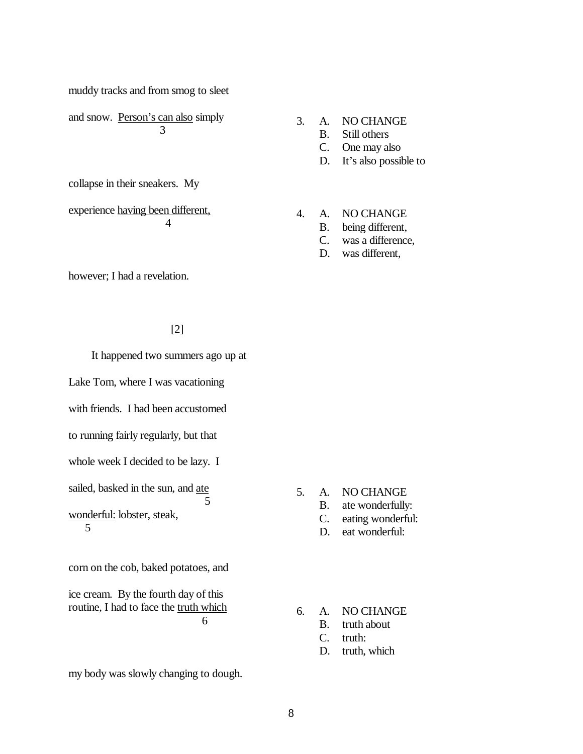muddy tracks and from smog to sleet and snow. <u>Person's can also</u> simply collapse in their sneakers. My experience <u>having been different,</u> however; I had a revelation.

3. A. NO CHANGE
   B. Still others
   C. One may also
   D. It's also possible to

4. A. NO CHANGE
   B. being different,
   C. was a difference,
   D. was different,

[2]

It happened two summers ago up at Lake Tom, where I was vacationing with friends. I had been accustomed to running fairly regularly, but that whole week I decided to be lazy. I sailed, basked in the sun, and <u>ate wonderful:</u> lobster, steak, corn on the cob, baked potatoes, and ice cream. By the fourth day of this routine, I had to face the <u>truth which</u> my body was slowly changing to dough.

5. A. NO CHANGE
   B. ate wonderfully:
   C. eating wonderful:
   D. eat wonderful:

6. A. NO CHANGE
   B. truth about
   C. truth:
   D. truth, which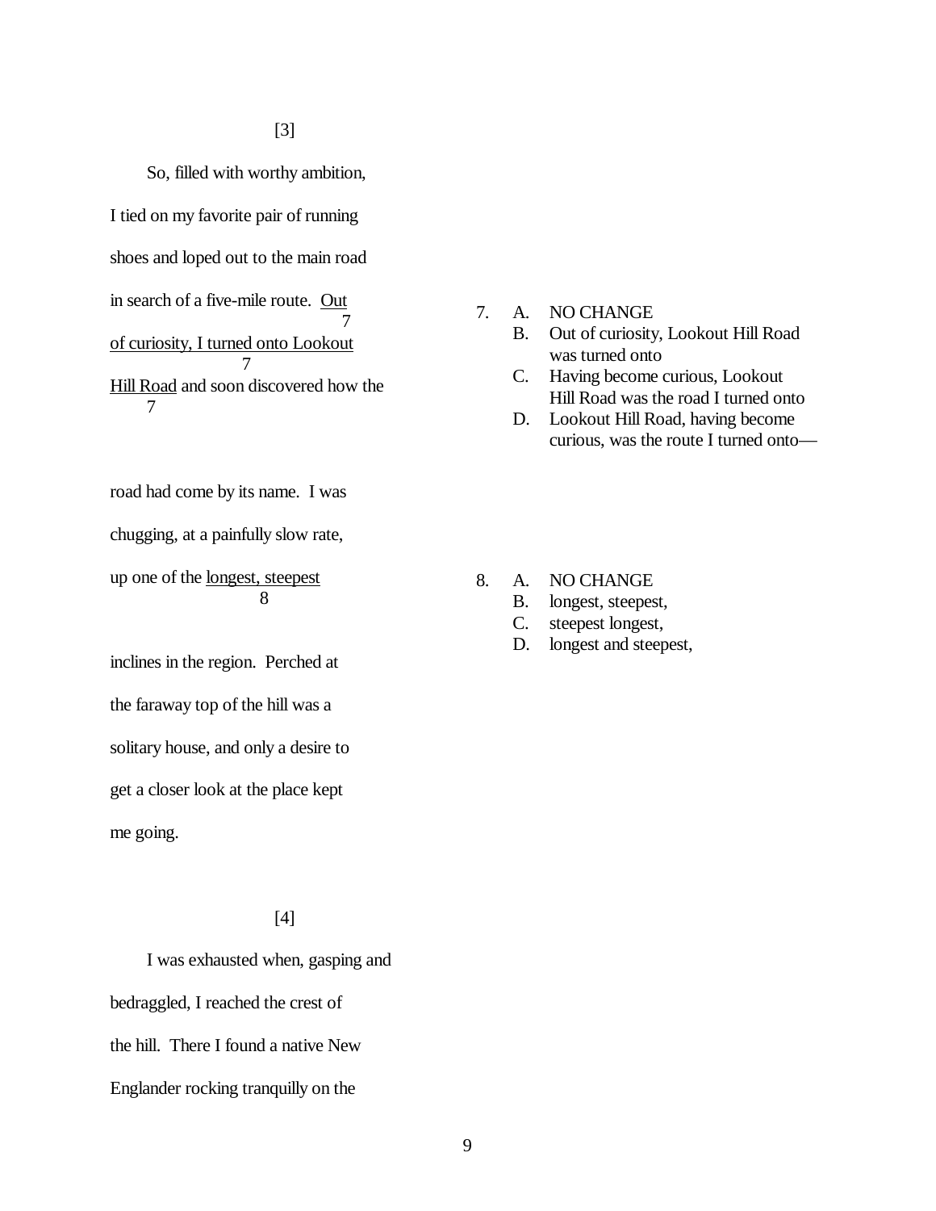[3]

So, filled with worthy ambition, I tied on my favorite pair of running shoes and loped out to the main road in search of a five-mile route. <u>Out of curiosity, I turned onto Lookout Hill Road</u> [7] and soon discovered how the road had come by its name. I was chugging, at a painfully slow rate, up one of the <u>longest, steepest</u> [8] inclines in the region. Perched at the faraway top of the hill was a solitary house, and only a desire to get a closer look at the place kept me going.

7. A. NO CHANGE
   B. Out of curiosity, Lookout Hill Road was turned onto
   C. Having become curious, Lookout Hill Road was the road I turned onto
   D. Lookout Hill Road, having become curious, was the route I turned onto—

8. A. NO CHANGE
   B. longest, steepest,
   C. steepest longest,
   D. longest and steepest,

[4]

I was exhausted when, gasping and bedraggled, I reached the crest of the hill. There I found a native New Englander rocking tranquilly on the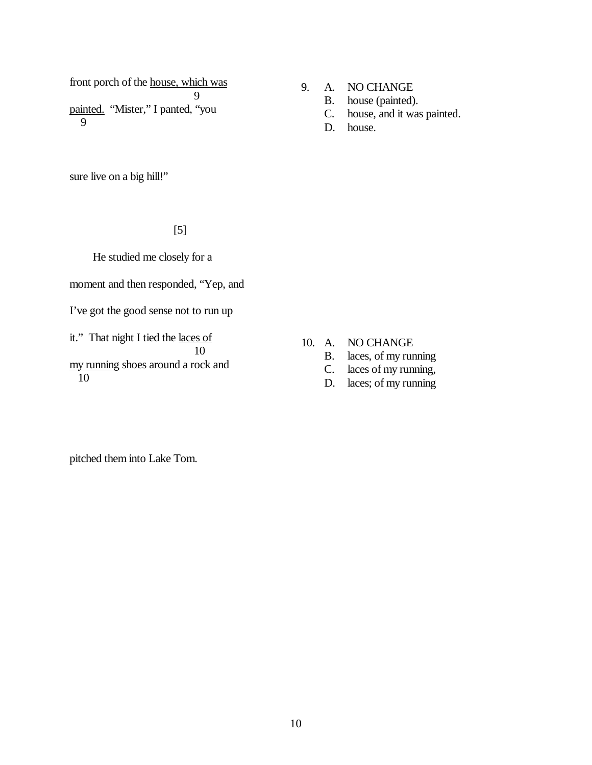front porch of the <u>house, which was painted.</u> [9] "Mister," I panted, "you sure live on a big hill!"

9. A. NO CHANGE
   B. house (painted).
   C. house, and it was painted.
   D. house.

[5]

He studied me closely for a moment and then responded, "Yep, and I've got the good sense not to run up it." That night I tied the <u>laces of my running</u> [10] shoes around a rock and pitched them into Lake Tom.

10. A. NO CHANGE
    B. laces, of my running
    C. laces of my running,
    D. laces; of my running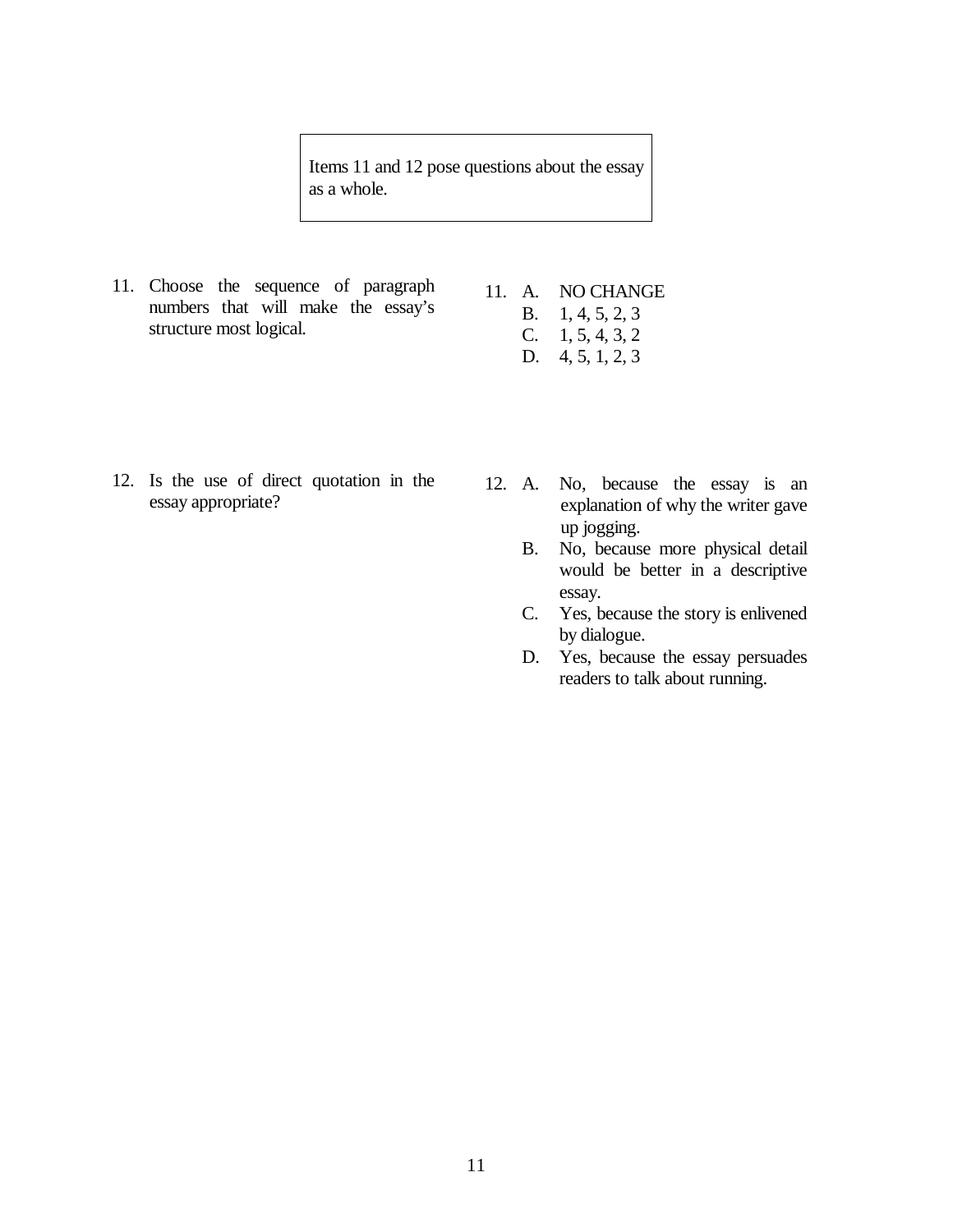Items 11 and 12 pose questions about the essay as a whole.

11. Choose the sequence of paragraph numbers that will make the essay's structure most logical.

 A. NO CHANGE
 B. 1, 4, 5, 2, 3
 C. 1, 5, 4, 3, 2
 D. 4, 5, 1, 2, 3

12. Is the use of direct quotation in the essay appropriate?

 A. No, because the essay is an explanation of why the writer gave up jogging.
 B. No, because more physical detail would be better in a descriptive essay.
 C. Yes, because the story is enlivened by dialogue.
 D. Yes, because the essay persuades readers to talk about running.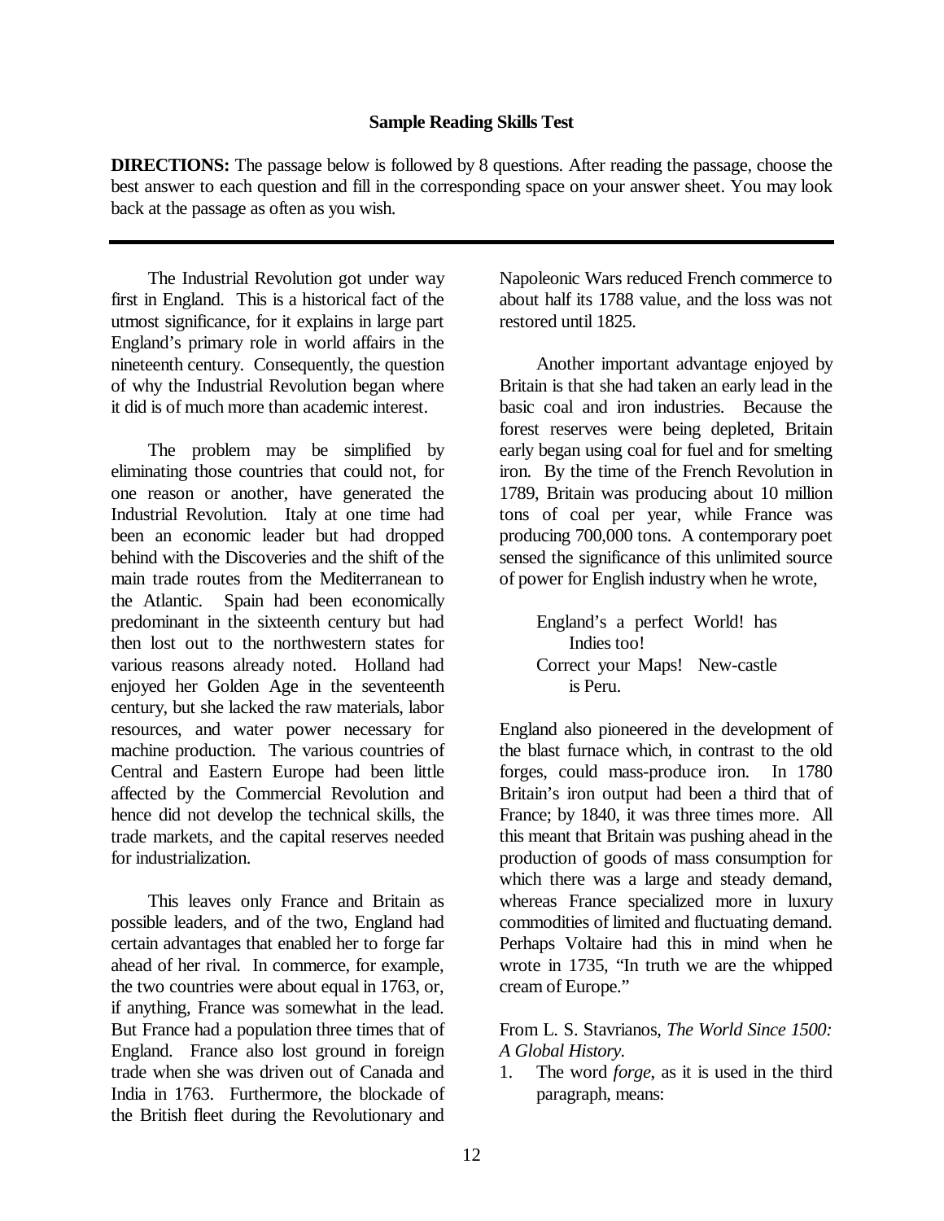**Sample Reading Skills Test**

**DIRECTIONS:** The passage below is followed by 8 questions. After reading the passage, choose the best answer to each question and fill in the corresponding space on your answer sheet. You may look back at the passage as often as you wish.

---

The Industrial Revolution got under way first in England. This is a historical fact of the utmost significance, for it explains in large part England's primary role in world affairs in the nineteenth century. Consequently, the question of why the Industrial Revolution began where it did is of much more than academic interest.

The problem may be simplified by eliminating those countries that could not, for one reason or another, have generated the Industrial Revolution. Italy at one time had been an economic leader but had dropped behind with the Discoveries and the shift of the main trade routes from the Mediterranean to the Atlantic. Spain had been economically predominant in the sixteenth century but had then lost out to the northwestern states for various reasons already noted. Holland had enjoyed her Golden Age in the seventeenth century, but she lacked the raw materials, labor resources, and water power necessary for machine production. The various countries of Central and Eastern Europe had been little affected by the Commercial Revolution and hence did not develop the technical skills, the trade markets, and the capital reserves needed for industrialization.

This leaves only France and Britain as possible leaders, and of the two, England had certain advantages that enabled her to forge far ahead of her rival. In commerce, for example, the two countries were about equal in 1763, or, if anything, France was somewhat in the lead. But France had a population three times that of England. France also lost ground in foreign trade when she was driven out of Canada and India in 1763. Furthermore, the blockade of the British fleet during the Revolutionary and Napoleonic Wars reduced French commerce to about half its 1788 value, and the loss was not restored until 1825.

Another important advantage enjoyed by Britain is that she had taken an early lead in the basic coal and iron industries. Because the forest reserves were being depleted, Britain early began using coal for fuel and for smelting iron. By the time of the French Revolution in 1789, Britain was producing about 10 million tons of coal per year, while France was producing 700,000 tons. A contemporary poet sensed the significance of this unlimited source of power for English industry when he wrote,

> England's a perfect World! has Indies too!
> Correct your Maps! New-castle is Peru.

England also pioneered in the development of the blast furnace which, in contrast to the old forges, could mass-produce iron. In 1780 Britain's iron output had been a third that of France; by 1840, it was three times more. All this meant that Britain was pushing ahead in the production of goods of mass consumption for which there was a large and steady demand, whereas France specialized more in luxury commodities of limited and fluctuating demand. Perhaps Voltaire had this in mind when he wrote in 1735, "In truth we are the whipped cream of Europe."

From L. S. Stavrianos, *The World Since 1500: A Global History*.

1. The word *forge*, as it is used in the third paragraph, means: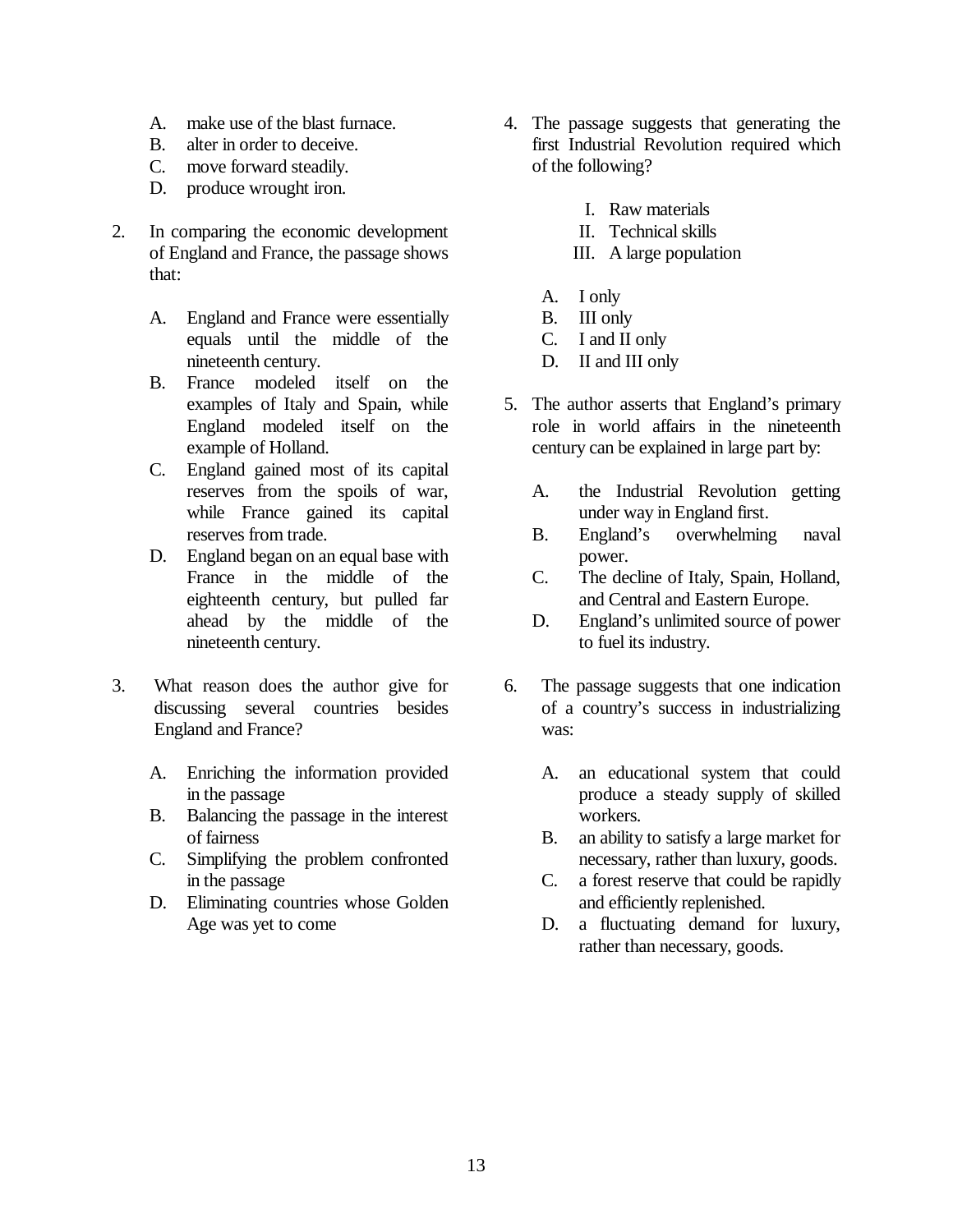A. make use of the blast furnace.
B. alter in order to deceive.
C. move forward steadily.
D. produce wrought iron.

2. In comparing the economic development of England and France, the passage shows that:

   A. England and France were essentially equals until the middle of the nineteenth century.
   B. France modeled itself on the examples of Italy and Spain, while England modeled itself on the example of Holland.
   C. England gained most of its capital reserves from the spoils of war, while France gained its capital reserves from trade.
   D. England began on an equal base with France in the middle of the eighteenth century, but pulled far ahead by the middle of the nineteenth century.

3. What reason does the author give for discussing several countries besides England and France?

   A. Enriching the information provided in the passage
   B. Balancing the passage in the interest of fairness
   C. Simplifying the problem confronted in the passage
   D. Eliminating countries whose Golden Age was yet to come

4. The passage suggests that generating the first Industrial Revolution required which of the following?

   I. Raw materials
   II. Technical skills
   III. A large population

   A. I only
   B. III only
   C. I and II only
   D. II and III only

5. The author asserts that England's primary role in world affairs in the nineteenth century can be explained in large part by:

   A. the Industrial Revolution getting under way in England first.
   B. England's overwhelming naval power.
   C. The decline of Italy, Spain, Holland, and Central and Eastern Europe.
   D. England's unlimited source of power to fuel its industry.

6. The passage suggests that one indication of a country's success in industrializing was:

   A. an educational system that could produce a steady supply of skilled workers.
   B. an ability to satisfy a large market for necessary, rather than luxury, goods.
   C. a forest reserve that could be rapidly and efficiently replenished.
   D. a fluctuating demand for luxury, rather than necessary, goods.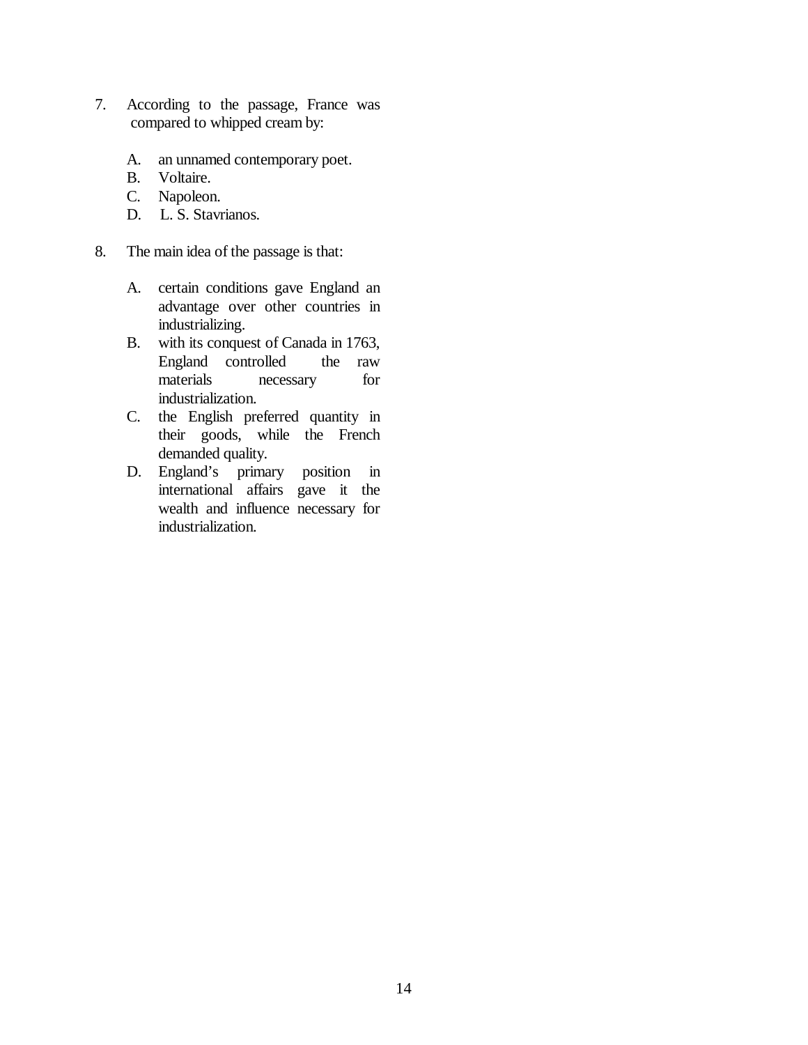7. According to the passage, France was compared to whipped cream by:

   A. an unnamed contemporary poet.
   B. Voltaire.
   C. Napoleon.
   D. L. S. Stavrianos.

8. The main idea of the passage is that:

   A. certain conditions gave England an advantage over other countries in industrializing.
   B. with its conquest of Canada in 1763, England controlled the raw materials necessary for industrialization.
   C. the English preferred quantity in their goods, while the French demanded quality.
   D. England's primary position in international affairs gave it the wealth and influence necessary for industrialization.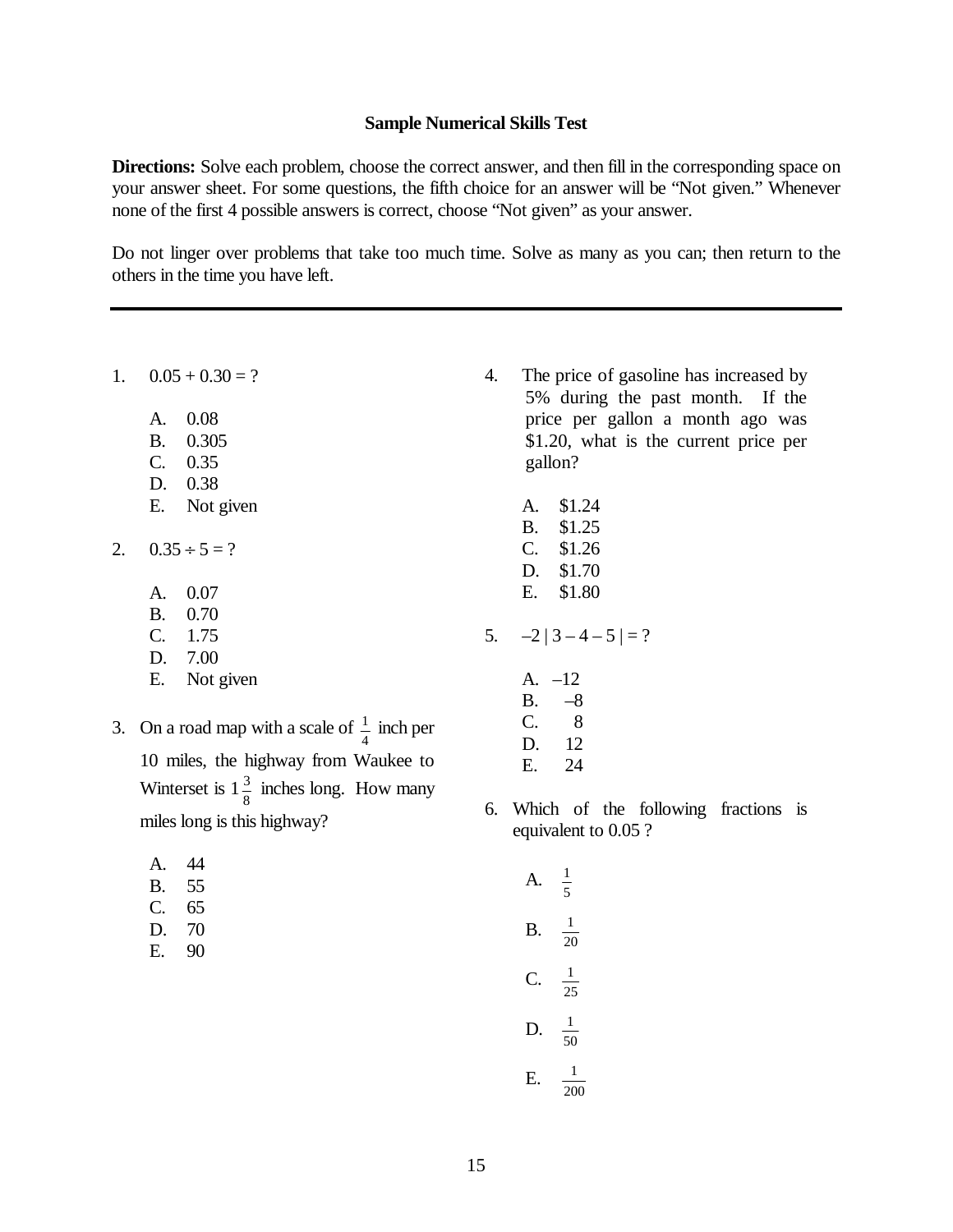## Sample Numerical Skills Test

**Directions:** Solve each problem, choose the correct answer, and then fill in the corresponding space on your answer sheet. For some questions, the fifth choice for an answer will be "Not given." Whenever none of the first 4 possible answers is correct, choose "Not given" as your answer.

Do not linger over problems that take too much time. Solve as many as you can; then return to the others in the time you have left.

---

1. $0.05 + 0.30 = ?$

   A. 0.08
   B. 0.305
   C. 0.35
   D. 0.38
   E. Not given

2. $0.35 \div 5 = ?$

   A. 0.07
   B. 0.70
   C. 1.75
   D. 7.00
   E. Not given

3. On a road map with a scale of $\frac{1}{4}$ inch per 10 miles, the highway from Waukee to Winterset is $1\frac{3}{8}$ inches long. How many miles long is this highway?

   A. 44
   B. 55
   C. 65
   D. 70
   E. 90

4. The price of gasoline has increased by 5% during the past month. If the price per gallon a month ago was \$1.20, what is the current price per gallon?

   A. \$1.24
   B. \$1.25
   C. \$1.26
   D. \$1.70
   E. \$1.80

5. $-2\,|\,3 - 4 - 5\,| = ?$

   A. –12
   B. –8
   C. 8
   D. 12
   E. 24

6. Which of the following fractions is equivalent to 0.05 ?

   A. $\frac{1}{5}$
   B. $\frac{1}{20}$
   C. $\frac{1}{25}$
   D. $\frac{1}{50}$
   E. $\frac{1}{200}$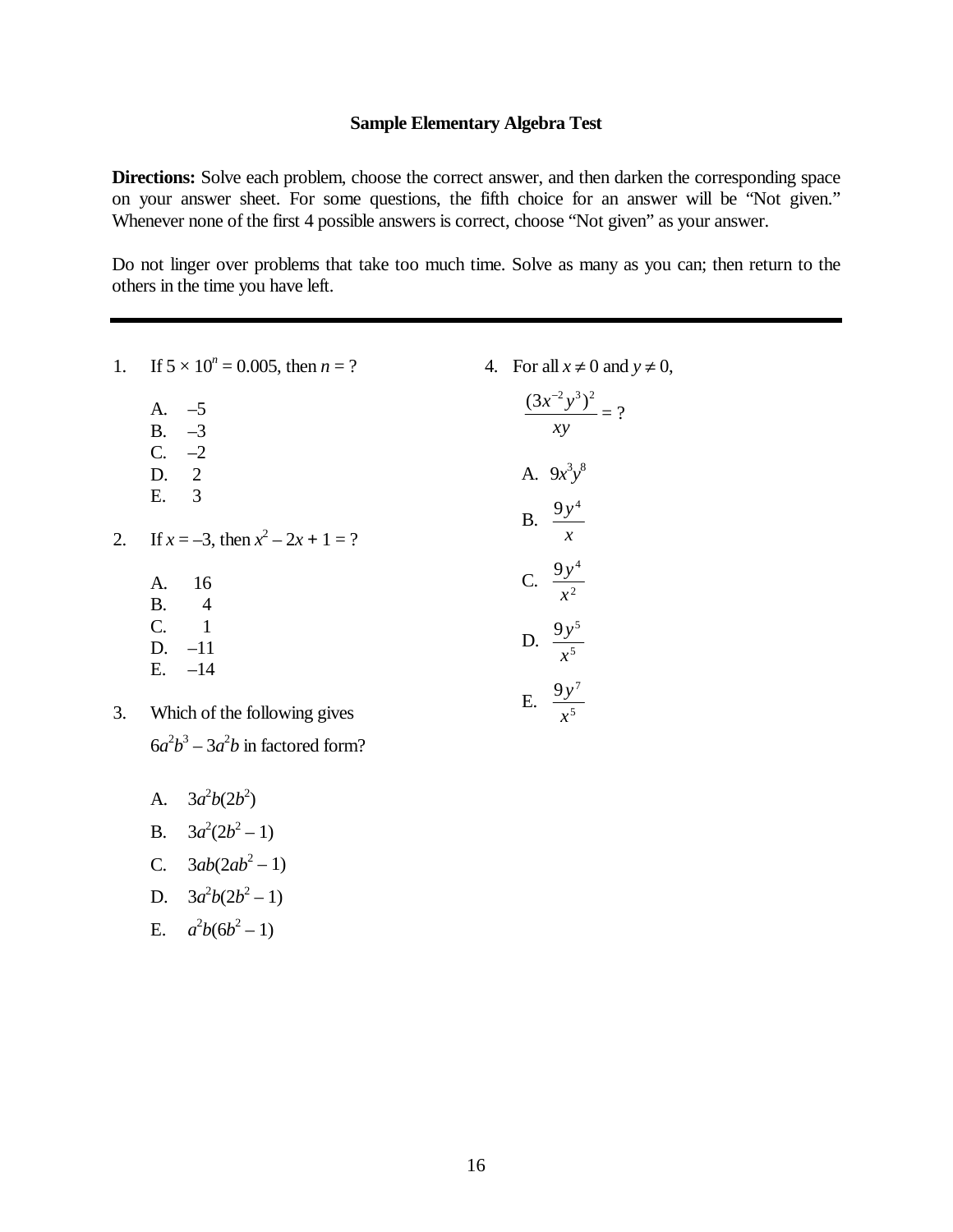## Sample Elementary Algebra Test

**Directions:** Solve each problem, choose the correct answer, and then darken the corresponding space on your answer sheet. For some questions, the fifth choice for an answer will be "Not given." Whenever none of the first 4 possible answers is correct, choose "Not given" as your answer.

Do not linger over problems that take too much time. Solve as many as you can; then return to the others in the time you have left.

---

1. If $5 \times 10^n = 0.005$, then $n$ = ?

   A. $-5$
   B. $-3$
   C. $-2$
   D. $2$
   E. $3$

2. If $x = -3$, then $x^2 - 2x + 1$ = ?

   A. $16$
   B. $4$
   C. $1$
   D. $-11$
   E. $-14$

3. Which of the following gives $6a^2b^3 - 3a^2b$ in factored form?

   A. $3a^2b(2b^2)$
   B. $3a^2(2b^2 - 1)$
   C. $3ab(2ab^2 - 1)$
   D. $3a^2b(2b^2 - 1)$
   E. $a^2b(6b^2 - 1)$

4. For all $x \neq 0$ and $y \neq 0$,

   $$\frac{(3x^{-2}y^3)^2}{xy} = ?$$

   A. $9x^3y^8$
   B. $\dfrac{9y^4}{x}$
   C. $\dfrac{9y^4}{x^2}$
   D. $\dfrac{9y^5}{x^5}$
   E. $\dfrac{9y^7}{x^5}$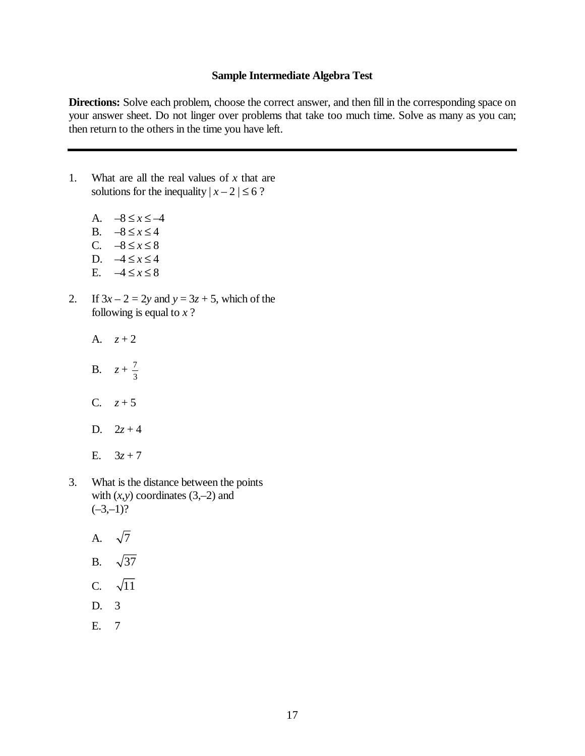## Sample Intermediate Algebra Test

**Directions:** Solve each problem, choose the correct answer, and then fill in the corresponding space on your answer sheet. Do not linger over problems that take too much time. Solve as many as you can; then return to the others in the time you have left.

---

1. What are all the real values of $x$ that are solutions for the inequality $|x - 2| \leq 6$ ?

   A. $-8 \leq x \leq -4$
   B. $-8 \leq x \leq 4$
   C. $-8 \leq x \leq 8$
   D. $-4 \leq x \leq 4$
   E. $-4 \leq x \leq 8$

2. If $3x - 2 = 2y$ and $y = 3z + 5$, which of the following is equal to $x$ ?

   A. $z + 2$
   B. $z + \frac{7}{3}$
   C. $z + 5$
   D. $2z + 4$
   E. $3z + 7$

3. What is the distance between the points with $(x,y)$ coordinates $(3,-2)$ and $(-3,-1)$?

   A. $\sqrt{7}$
   B. $\sqrt{37}$
   C. $\sqrt{11}$
   D. 3
   E. 7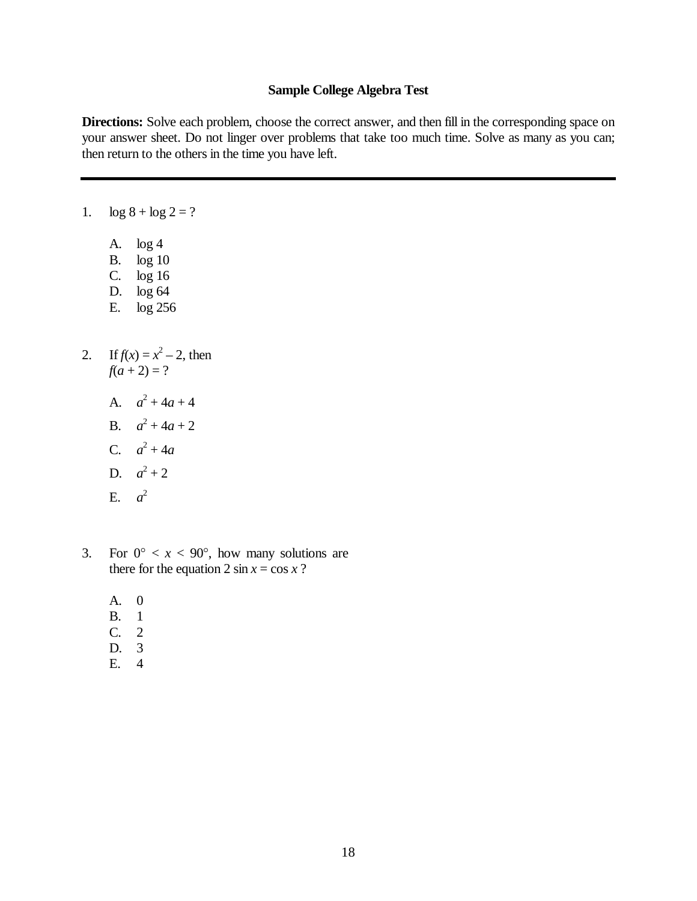**Sample College Algebra Test**

**Directions:** Solve each problem, choose the correct answer, and then fill in the corresponding space on your answer sheet. Do not linger over problems that take too much time. Solve as many as you can; then return to the others in the time you have left.

---

1. $\log 8 + \log 2 = ?$

   A. $\log 4$
   B. $\log 10$
   C. $\log 16$
   D. $\log 64$
   E. $\log 256$

2. If $f(x) = x^2 - 2$, then $f(a + 2) = ?$

   A. $a^2 + 4a + 4$
   B. $a^2 + 4a + 2$
   C. $a^2 + 4a$
   D. $a^2 + 2$
   E. $a^2$

3. For $0° < x < 90°$, how many solutions are there for the equation $2 \sin x = \cos x$ ?

   A. 0
   B. 1
   C. 2
   D. 3
   E. 4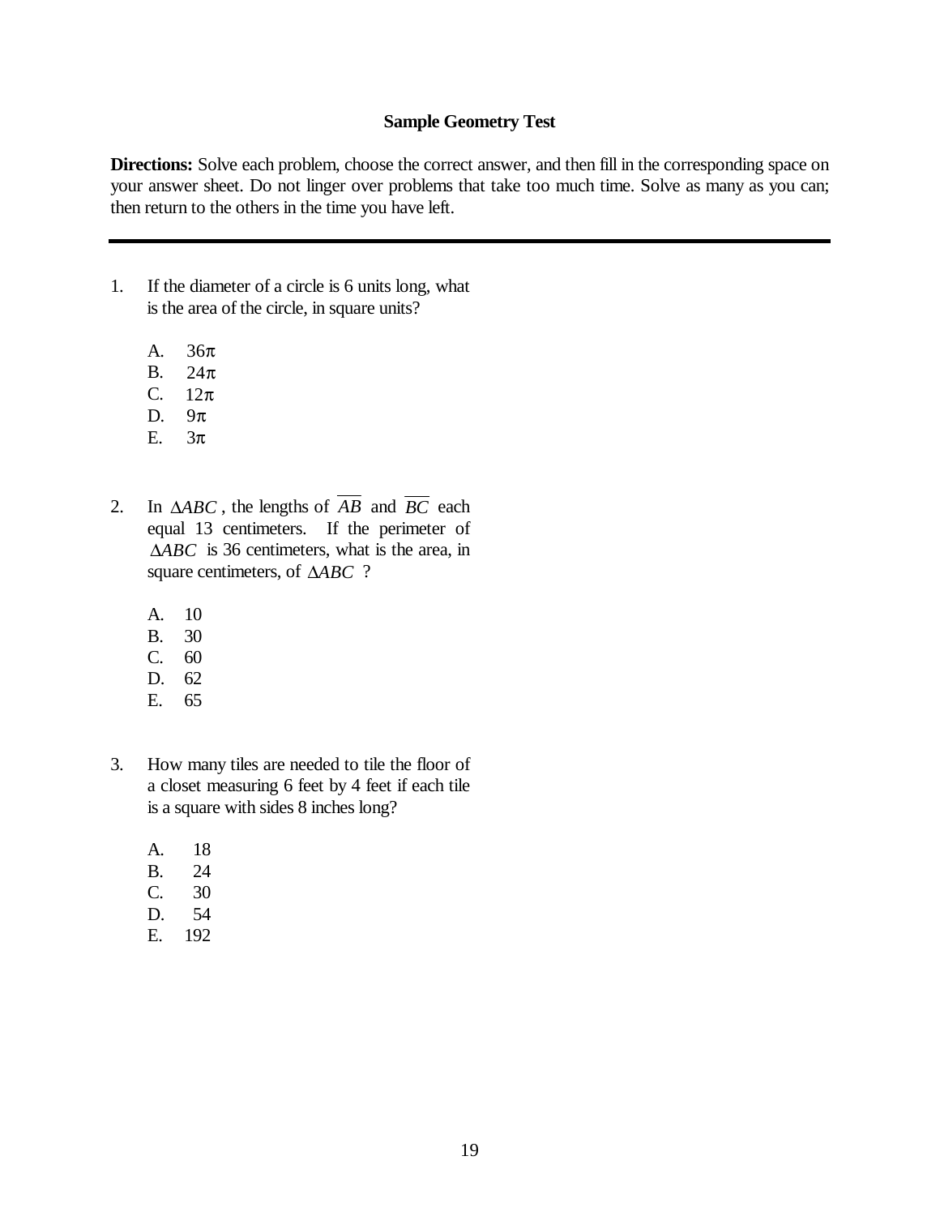## Sample Geometry Test

**Directions:** Solve each problem, choose the correct answer, and then fill in the corresponding space on your answer sheet. Do not linger over problems that take too much time. Solve as many as you can; then return to the others in the time you have left.

---

1. If the diameter of a circle is 6 units long, what is the area of the circle, in square units?

   A. $36\pi$
   B. $24\pi$
   C. $12\pi$
   D. $9\pi$
   E. $3\pi$

2. In $\Delta ABC$, the lengths of $\overline{AB}$ and $\overline{BC}$ each equal 13 centimeters. If the perimeter of $\Delta ABC$ is 36 centimeters, what is the area, in square centimeters, of $\Delta ABC$ ?

   A. 10
   B. 30
   C. 60
   D. 62
   E. 65

3. How many tiles are needed to tile the floor of a closet measuring 6 feet by 4 feet if each tile is a square with sides 8 inches long?

   A. 18
   B. 24
   C. 30
   D. 54
   E. 192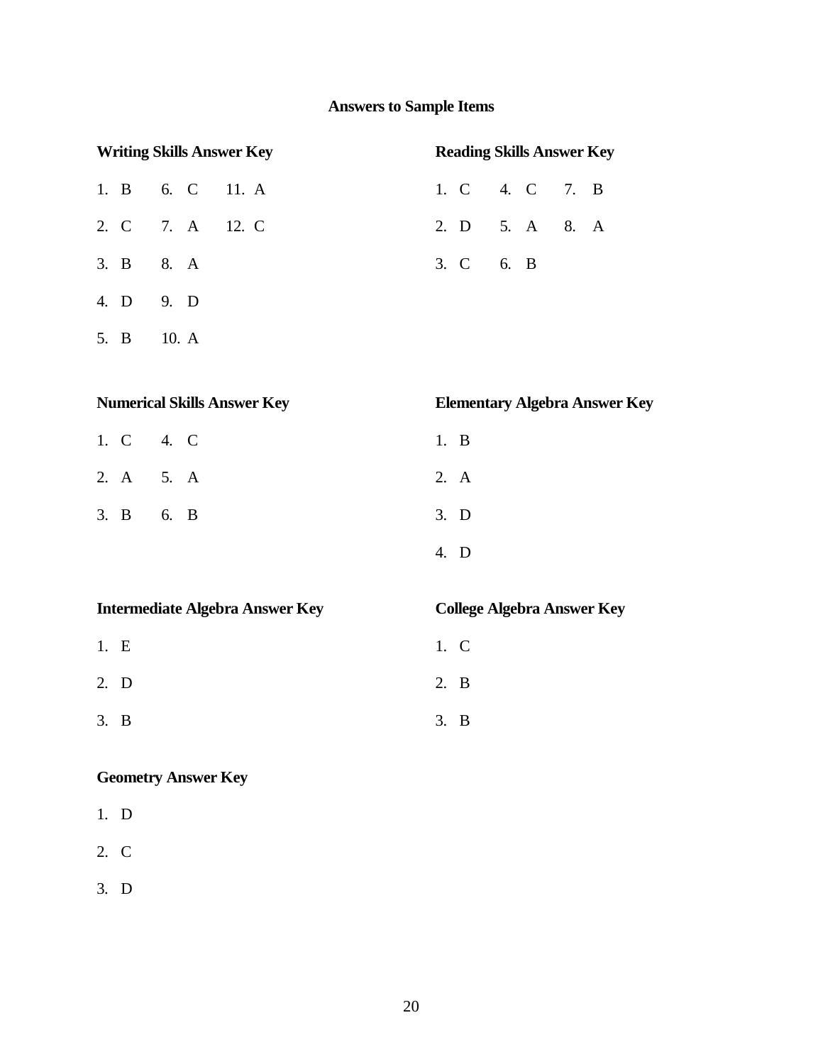# Answers to Sample Items

## Writing Skills Answer Key

1. B
2. C
3. B
4. D
5. B
6. C
7. A
8. A
9. D
10. A
11. A
12. C

## Reading Skills Answer Key

1. C
2. D
3. C
4. C
5. A
6. B
7. B
8. A

## Numerical Skills Answer Key

1. C
2. A
3. B
4. C
5. A
6. B

## Elementary Algebra Answer Key

1. B
2. A
3. D
4. D

## Intermediate Algebra Answer Key

1. E
2. D
3. B

## College Algebra Answer Key

1. C
2. B
3. B

## Geometry Answer Key

1. D
2. C
3. D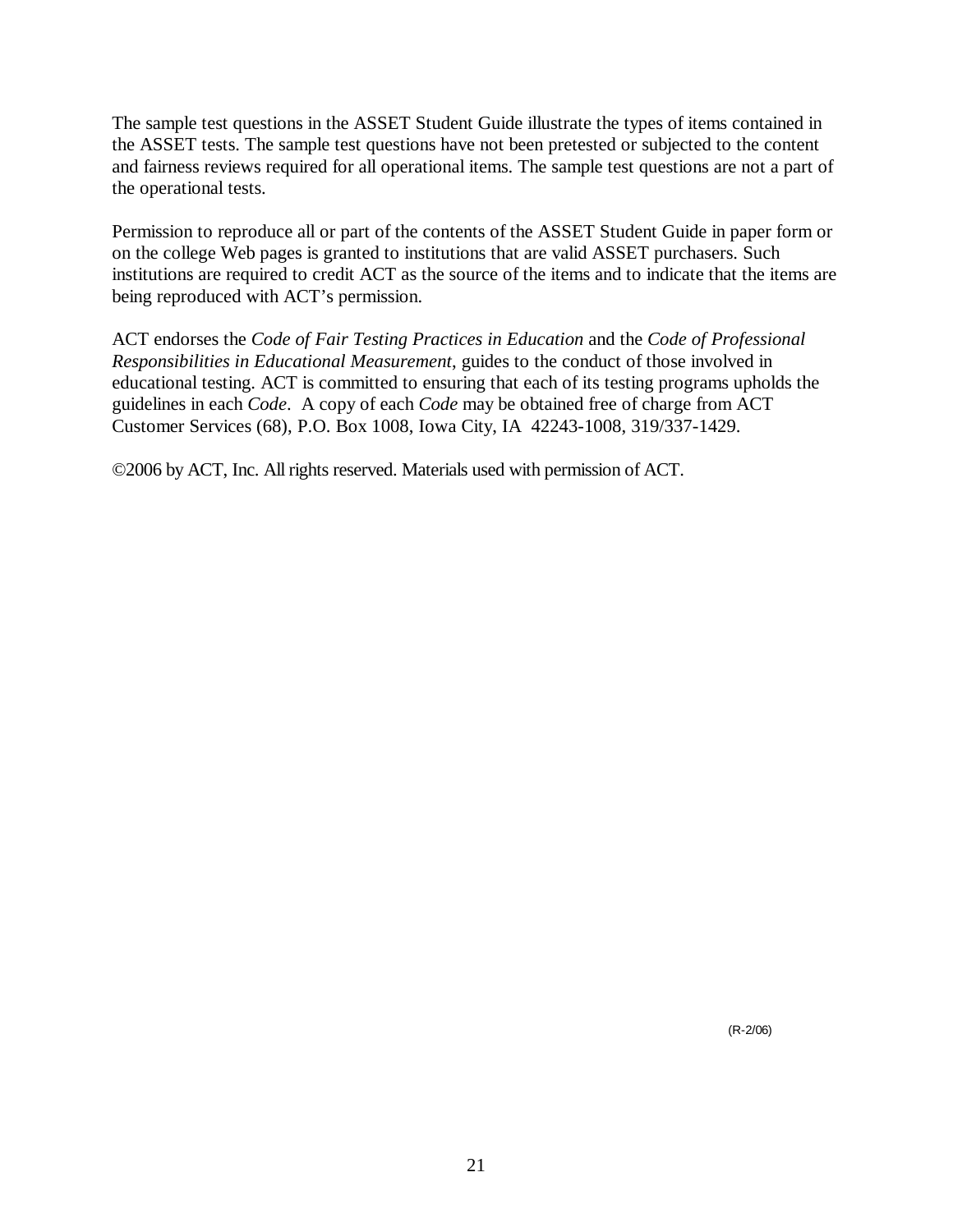The sample test questions in the ASSET Student Guide illustrate the types of items contained in the ASSET tests. The sample test questions have not been pretested or subjected to the content and fairness reviews required for all operational items. The sample test questions are not a part of the operational tests.

Permission to reproduce all or part of the contents of the ASSET Student Guide in paper form or on the college Web pages is granted to institutions that are valid ASSET purchasers. Such institutions are required to credit ACT as the source of the items and to indicate that the items are being reproduced with ACT's permission.

ACT endorses the *Code of Fair Testing Practices in Education* and the *Code of Professional Responsibilities in Educational Measurement*, guides to the conduct of those involved in educational testing. ACT is committed to ensuring that each of its testing programs upholds the guidelines in each *Code*. A copy of each *Code* may be obtained free of charge from ACT Customer Services (68), P.O. Box 1008, Iowa City, IA 42243-1008, 319/337-1429.

©2006 by ACT, Inc. All rights reserved. Materials used with permission of ACT.

(R-2/06)